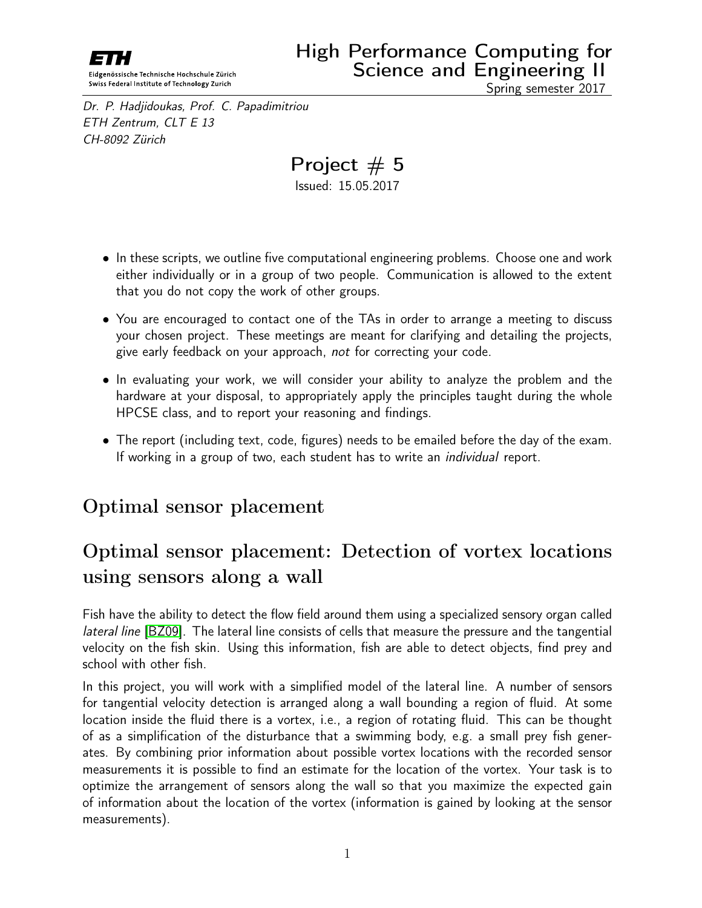ETH

Eidgenössische Technische Hochschule Zürich
Swiss Federal Institute of Technology Zurich

# High Performance Computing for Science and Engineering II

Spring semester 2017

*Dr. P. Hadjidoukas, Prof. C. Papadimitriou*
*ETH Zentrum, CLT E 13*
*CH-8092 Zürich*

## Project # 5

Issued: 15.05.2017

- In these scripts, we outline five computational engineering problems. Choose one and work either individually or in a group of two people. Communication is allowed to the extent that you do not copy the work of other groups.
- You are encouraged to contact one of the TAs in order to arrange a meeting to discuss your chosen project. These meetings are meant for clarifying and detailing the projects, give early feedback on your approach, *not* for correcting your code.
- In evaluating your work, we will consider your ability to analyze the problem and the hardware at your disposal, to appropriately apply the principles taught during the whole HPCSE class, and to report your reasoning and findings.
- The report (including text, code, figures) needs to be emailed before the day of the exam. If working in a group of two, each student has to write an *individual* report.

# Optimal sensor placement

# Optimal sensor placement: Detection of vortex locations using sensors along a wall

Fish have the ability to detect the flow field around them using a specialized sensory organ called *lateral line* [BZ09]. The lateral line consists of cells that measure the pressure and the tangential velocity on the fish skin. Using this information, fish are able to detect objects, find prey and school with other fish.

In this project, you will work with a simplified model of the lateral line. A number of sensors for tangential velocity detection is arranged along a wall bounding a region of fluid. At some location inside the fluid there is a vortex, i.e., a region of rotating fluid. This can be thought of as a simplification of the disturbance that a swimming body, e.g. a small prey fish generates. By combining prior information about possible vortex locations with the recorded sensor measurements it is possible to find an estimate for the location of the vortex. Your task is to optimize the arrangement of sensors along the wall so that you maximize the expected gain of information about the location of the vortex (information is gained by looking at the sensor measurements).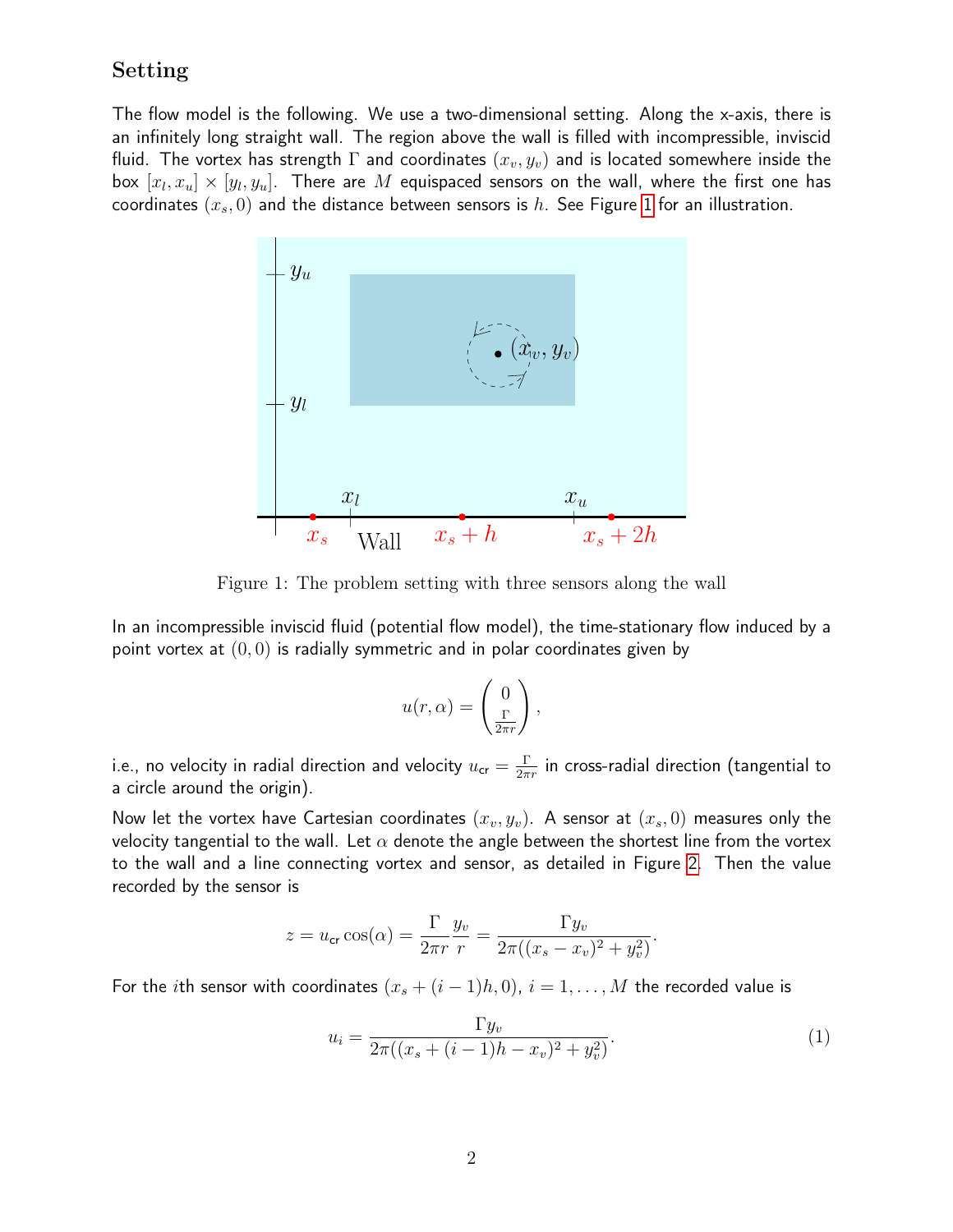## Setting

The flow model is the following. We use a two-dimensional setting. Along the x-axis, there is an infinitely long straight wall. The region above the wall is filled with incompressible, inviscid fluid. The vortex has strength $\Gamma$ and coordinates $(x_v, y_v)$ and is located somewhere inside the box $[x_l, x_u] \times [y_l, y_u]$. There are $M$ equispaced sensors on the wall, where the first one has coordinates $(x_s, 0)$ and the distance between sensors is $h$. See Figure 1 for an illustration.

Figure 1: The problem setting with three sensors along the wall

In an incompressible inviscid fluid (potential flow model), the time-stationary flow induced by a point vortex at $(0, 0)$ is radially symmetric and in polar coordinates given by

$$u(r, \alpha) = \begin{pmatrix} 0 \\ \frac{\Gamma}{2\pi r} \end{pmatrix},$$

i.e., no velocity in radial direction and velocity $u_{\text{cr}} = \frac{\Gamma}{2\pi r}$ in cross-radial direction (tangential to a circle around the origin).

Now let the vortex have Cartesian coordinates $(x_v, y_v)$. A sensor at $(x_s, 0)$ measures only the velocity tangential to the wall. Let $\alpha$ denote the angle between the shortest line from the vortex to the wall and a line connecting vortex and sensor, as detailed in Figure 2. Then the value recorded by the sensor is

$$z = u_{\text{cr}} \cos(\alpha) = \frac{\Gamma}{2\pi r} \frac{y_v}{r} = \frac{\Gamma y_v}{2\pi((x_s - x_v)^2 + y_v^2)}.$$

For the $i$th sensor with coordinates $(x_s + (i-1)h, 0)$, $i = 1, \ldots, M$ the recorded value is

$$u_i = \frac{\Gamma y_v}{2\pi((x_s + (i-1)h - x_v)^2 + y_v^2)}. \tag{1}$$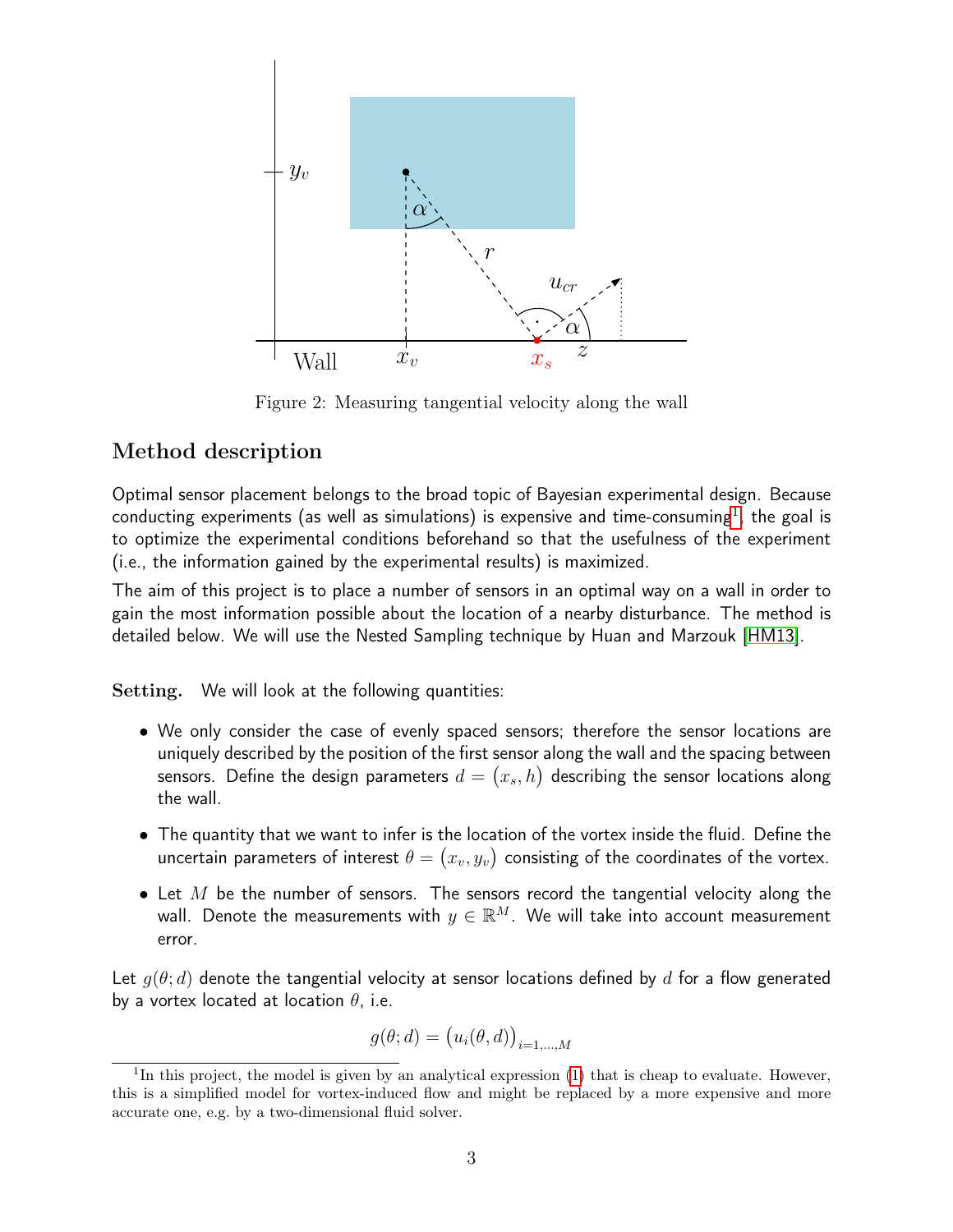Figure 2: Measuring tangential velocity along the wall

## Method description

Optimal sensor placement belongs to the broad topic of Bayesian experimental design. Because conducting experiments (as well as simulations) is expensive and time-consuming[1], the goal is to optimize the experimental conditions beforehand so that the usefulness of the experiment (i.e., the information gained by the experimental results) is maximized.

The aim of this project is to place a number of sensors in an optimal way on a wall in order to gain the most information possible about the location of a nearby disturbance. The method is detailed below. We will use the Nested Sampling technique by Huan and Marzouk [HM13].

**Setting.** We will look at the following quantities:

- We only consider the case of evenly spaced sensors; therefore the sensor locations are uniquely described by the position of the first sensor along the wall and the spacing between sensors. Define the design parameters $d = (x_s, h)$ describing the sensor locations along the wall.
- The quantity that we want to infer is the location of the vortex inside the fluid. Define the uncertain parameters of interest $\theta = (x_v, y_v)$ consisting of the coordinates of the vortex.
- Let $M$ be the number of sensors. The sensors record the tangential velocity along the wall. Denote the measurements with $y \in \mathbb{R}^M$. We will take into account measurement error.

Let $g(\theta; d)$ denote the tangential velocity at sensor locations defined by $d$ for a flow generated by a vortex located at location $\theta$, i.e.

$$g(\theta; d) = \big(u_i(\theta, d)\big)_{i=1,\dots,M}$$

[1] In this project, the model is given by an analytical expression (1) that is cheap to evaluate. However, this is a simplified model for vortex-induced flow and might be replaced by a more expensive and more accurate one, e.g. by a two-dimensional fluid solver.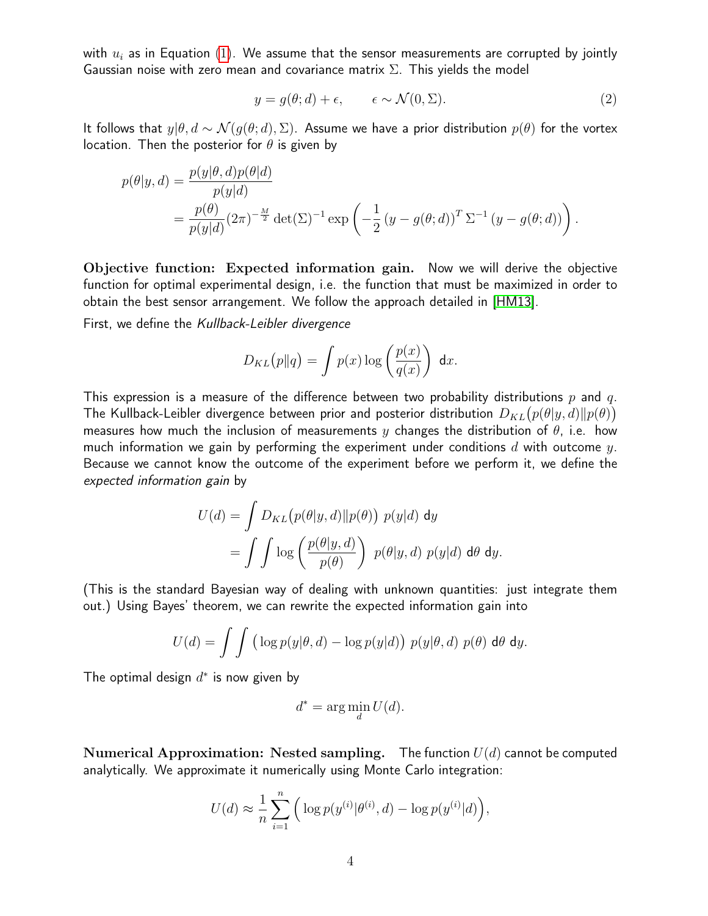with $u_i$ as in Equation (1). We assume that the sensor measurements are corrupted by jointly Gaussian noise with zero mean and covariance matrix $\Sigma$. This yields the model

$$y = g(\theta; d) + \epsilon, \qquad \epsilon \sim \mathcal{N}(0, \Sigma). \tag{2}$$

It follows that $y|\theta, d \sim \mathcal{N}(g(\theta; d), \Sigma)$. Assume we have a prior distribution $p(\theta)$ for the vortex location. Then the posterior for $\theta$ is given by

$$\begin{aligned}
p(\theta|y, d) &= \frac{p(y|\theta, d)p(\theta|d)}{p(y|d)} \\
&= \frac{p(\theta)}{p(y|d)}(2\pi)^{-\frac{M}{2}} \det(\Sigma)^{-1} \exp\left(-\frac{1}{2}\left(y - g(\theta; d)\right)^T \Sigma^{-1} \left(y - g(\theta; d)\right)\right).
\end{aligned}$$

**Objective function: Expected information gain.** Now we will derive the objective function for optimal experimental design, i.e. the function that must be maximized in order to obtain the best sensor arrangement. We follow the approach detailed in [HM13].

First, we define the *Kullback-Leibler divergence*

$$D_{KL}(p \| q) = \int p(x) \log\left(\frac{p(x)}{q(x)}\right) \, \mathrm{d}x.$$

This expression is a measure of the difference between two probability distributions $p$ and $q$. The Kullback-Leibler divergence between prior and posterior distribution $D_{KL}(p(\theta|y, d) \| p(\theta))$ measures how much the inclusion of measurements $y$ changes the distribution of $\theta$, i.e. how much information we gain by performing the experiment under conditions $d$ with outcome $y$. Because we cannot know the outcome of the experiment before we perform it, we define the *expected information gain* by

$$\begin{aligned}
U(d) &= \int D_{KL}(p(\theta|y, d) \| p(\theta)) \; p(y|d) \, \mathrm{d}y \\
&= \int \int \log\left(\frac{p(\theta|y, d)}{p(\theta)}\right) \; p(\theta|y, d) \; p(y|d) \, \mathrm{d}\theta \, \mathrm{d}y.
\end{aligned}$$

(This is the standard Bayesian way of dealing with unknown quantities: just integrate them out.) Using Bayes' theorem, we can rewrite the expected information gain into

$$U(d) = \int \int \left(\log p(y|\theta, d) - \log p(y|d)\right) \; p(y|\theta, d) \; p(\theta) \, \mathrm{d}\theta \, \mathrm{d}y.$$

The optimal design $d^*$ is now given by

$$d^* = \arg\min_d U(d).$$

**Numerical Approximation: Nested sampling.** The function $U(d)$ cannot be computed analytically. We approximate it numerically using Monte Carlo integration:

$$U(d) \approx \frac{1}{n} \sum_{i=1}^{n} \Big( \log p(y^{(i)}|\theta^{(i)}, d) - \log p(y^{(i)}|d) \Big),$$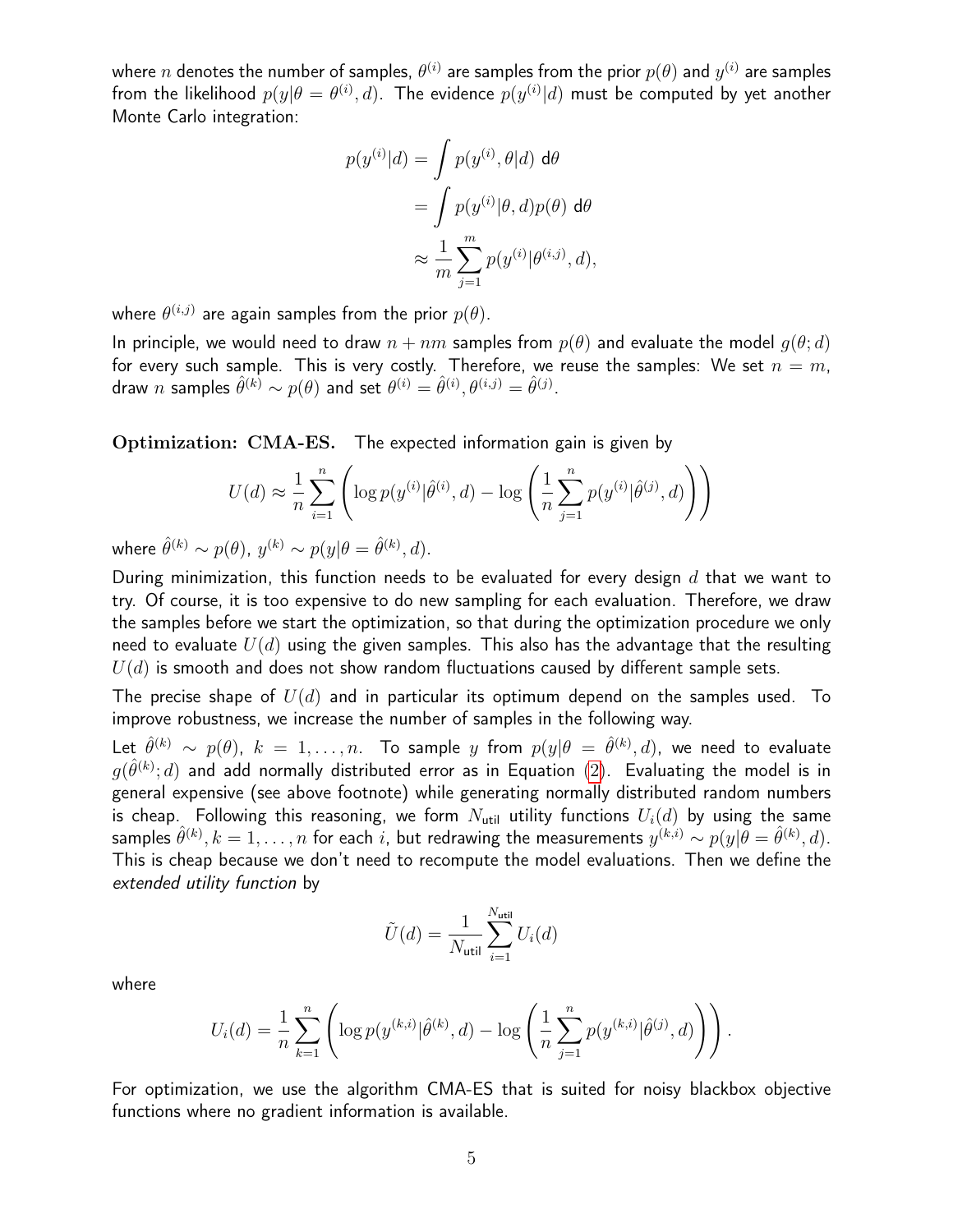where $n$ denotes the number of samples, $\theta^{(i)}$ are samples from the prior $p(\theta)$ and $y^{(i)}$ are samples from the likelihood $p(y|\theta = \theta^{(i)}, d)$. The evidence $p(y^{(i)}|d)$ must be computed by yet another Monte Carlo integration:

$$
\begin{aligned}
p(y^{(i)}|d) &= \int p(y^{(i)}, \theta|d) \; \mathrm{d}\theta \\
&= \int p(y^{(i)}|\theta, d)p(\theta) \; \mathrm{d}\theta \\
&\approx \frac{1}{m} \sum_{j=1}^{m} p(y^{(i)}|\theta^{(i,j)}, d),
\end{aligned}
$$

where $\theta^{(i,j)}$ are again samples from the prior $p(\theta)$.

In principle, we would need to draw $n + nm$ samples from $p(\theta)$ and evaluate the model $g(\theta; d)$ for every such sample. This is very costly. Therefore, we reuse the samples: We set $n = m$, draw $n$ samples $\hat{\theta}^{(k)} \sim p(\theta)$ and set $\theta^{(i)} = \hat{\theta}^{(i)}, \theta^{(i,j)} = \hat{\theta}^{(j)}$.

**Optimization: CMA-ES.** The expected information gain is given by

$$
U(d) \approx \frac{1}{n} \sum_{i=1}^{n} \left( \log p(y^{(i)}|\hat{\theta}^{(i)}, d) - \log \left( \frac{1}{n} \sum_{j=1}^{n} p(y^{(i)}|\hat{\theta}^{(j)}, d) \right) \right)
$$

where $\hat{\theta}^{(k)} \sim p(\theta)$, $y^{(k)} \sim p(y|\theta = \hat{\theta}^{(k)}, d)$.

During minimization, this function needs to be evaluated for every design $d$ that we want to try. Of course, it is too expensive to do new sampling for each evaluation. Therefore, we draw the samples before we start the optimization, so that during the optimization procedure we only need to evaluate $U(d)$ using the given samples. This also has the advantage that the resulting $U(d)$ is smooth and does not show random fluctuations caused by different sample sets.

The precise shape of $U(d)$ and in particular its optimum depend on the samples used. To improve robustness, we increase the number of samples in the following way.

Let $\hat{\theta}^{(k)} \sim p(\theta)$, $k = 1, \ldots, n$. To sample $y$ from $p(y|\theta = \hat{\theta}^{(k)}, d)$, we need to evaluate $g(\hat{\theta}^{(k)}; d)$ and add normally distributed error as in Equation (2). Evaluating the model is in general expensive (see above footnote) while generating normally distributed random numbers is cheap. Following this reasoning, we form $N_{\mathsf{util}}$ utility functions $U_i(d)$ by using the same samples $\hat{\theta}^{(k)}, k = 1, \ldots, n$ for each $i$, but redrawing the measurements $y^{(k,i)} \sim p(y|\theta = \hat{\theta}^{(k)}, d)$. This is cheap because we don't need to recompute the model evaluations. Then we define the *extended utility function* by

$$
\tilde{U}(d) = \frac{1}{N_{\mathsf{util}}} \sum_{i=1}^{N_{\mathsf{util}}} U_i(d)
$$

where

$$
U_i(d) = \frac{1}{n} \sum_{k=1}^{n} \left( \log p(y^{(k,i)}|\hat{\theta}^{(k)}, d) - \log \left( \frac{1}{n} \sum_{j=1}^{n} p(y^{(k,i)}|\hat{\theta}^{(j)}, d) \right) \right).
$$

For optimization, we use the algorithm CMA-ES that is suited for noisy blackbox objective functions where no gradient information is available.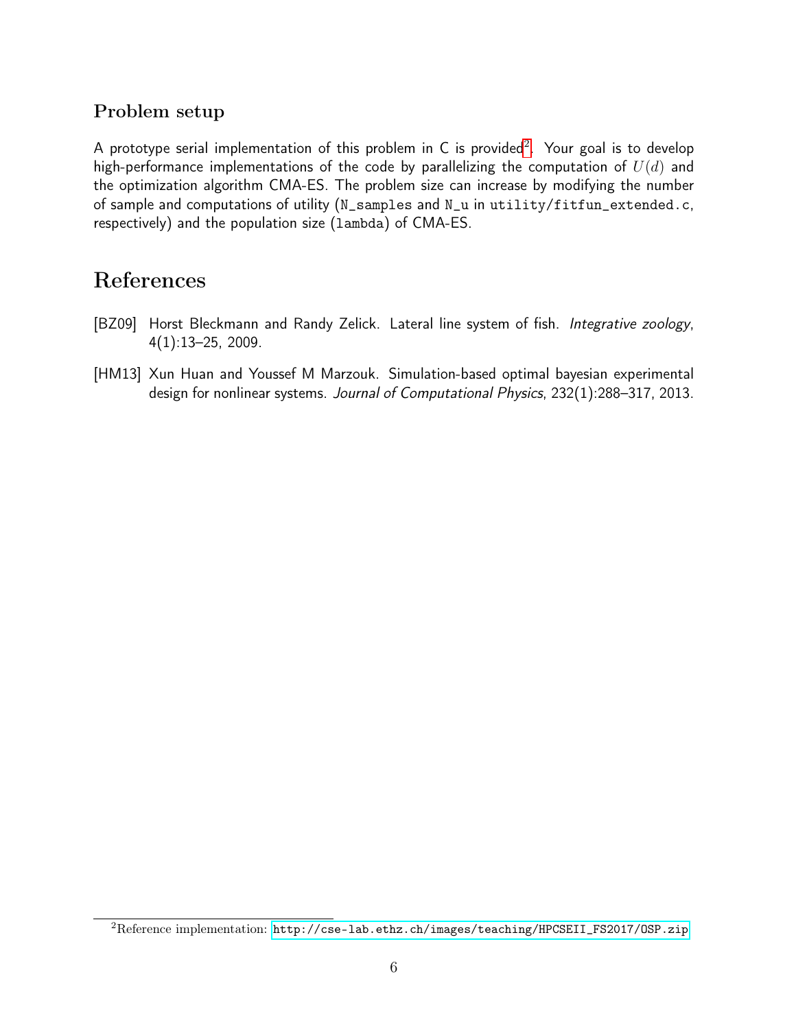### Problem setup

A prototype serial implementation of this problem in C is provided[2]. Your goal is to develop high-performance implementations of the code by parallelizing the computation of $U(d)$ and the optimization algorithm CMA-ES. The problem size can increase by modifying the number of sample and computations of utility (`N_samples` and `N_u` in `utility/fitfun_extended.c`, respectively) and the population size (`lambda`) of CMA-ES.

## References

[BZ09] Horst Bleckmann and Randy Zelick. Lateral line system of fish. *Integrative zoology*, 4(1):13–25, 2009.

[HM13] Xun Huan and Youssef M Marzouk. Simulation-based optimal bayesian experimental design for nonlinear systems. *Journal of Computational Physics*, 232(1):288–317, 2013.

[2] Reference implementation: http://cse-lab.ethz.ch/images/teaching/HPCSEII_FS2017/OSP.zip